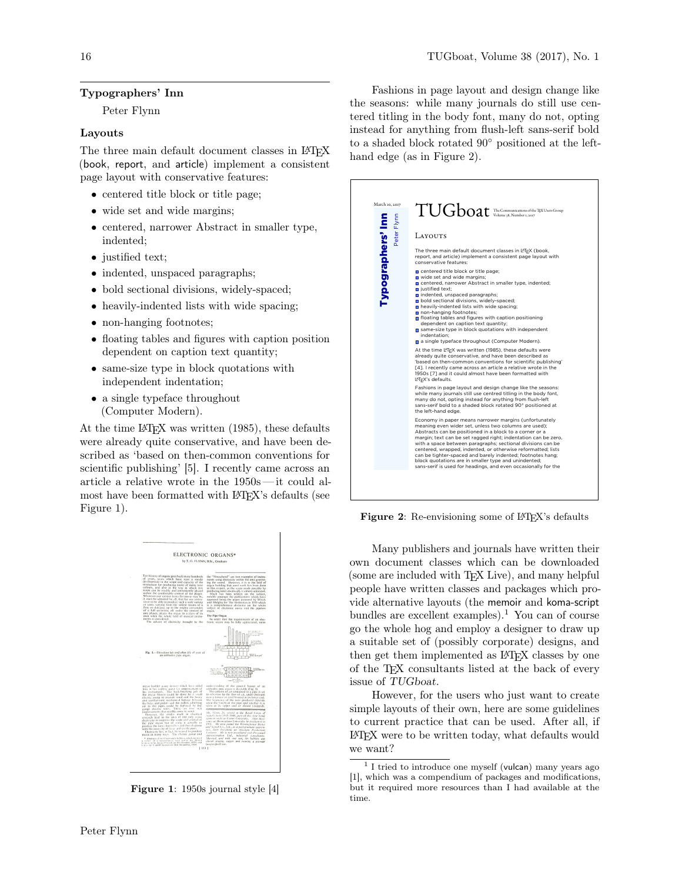## Typographers' Inn

Peter Flynn

### Layouts

The three main default document classes in LaTeX (book, report, and article) implement a consistent page layout with conservative features:

- centered title block or title page;
- wide set and wide margins;
- centered, narrower Abstract in smaller type, indented;
- justified text;
- indented, unspaced paragraphs;
- bold sectional divisions, widely-spaced;
- heavily-indented lists with wide spacing;
- non-hanging footnotes;
- floating tables and figures with caption position dependent on caption text quantity;
- same-size type in block quotations with independent indentation;
- a single typeface throughout (Computer Modern).

At the time LaTeX was written (1985), these defaults were already quite conservative, and have been described as 'based on then-common conventions for scientific publishing' [5]. I recently came across an article a relative wrote in the 1950s — it could almost have been formatted with LaTeX's defaults (see Figure 1).

**Figure 1**: 1950s journal style [4]

Fashions in page layout and design change like the seasons: while many journals do still use centered titling in the body font, many do not, opting instead for anything from flush-left sans-serif bold to a shaded block rotated 90° positioned at the left-hand edge (as in Figure 2).

**Figure 2**: Re-envisioning some of LaTeX's defaults

Many publishers and journals have written their own document classes which can be downloaded (some are included with TeX Live), and many helpful people have written classes and packages which provide alternative layouts (the memoir and koma-script bundles are excellent examples).[1] You can of course go the whole hog and employ a designer to draw up a suitable set of (possibly corporate) designs, and then get them implemented as LaTeX classes by one of the TeX consultants listed at the back of every issue of *TUGboat*.

However, for the users who just want to create simple layouts of their own, here are some guidelines to current practice that can be used. After all, if LaTeX were to be written today, what defaults would we want?

[1] I tried to introduce one myself (vulcan) many years ago [1], which was a compendium of packages and modifications, but it required more resources than I had available at the time.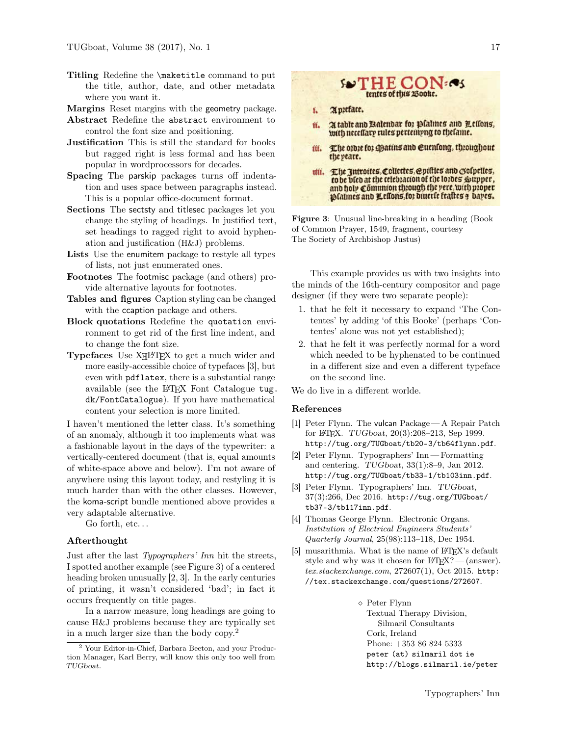**Titling** Redefine the `\maketitle` command to put the title, author, date, and other metadata where you want it.

**Margins** Reset margins with the geometry package.

**Abstract** Redefine the `abstract` environment to control the font size and positioning.

**Justification** This is still the standard for books but ragged right is less formal and has been popular in wordprocessors for decades.

**Spacing** The parskip packages turns off indentation and uses space between paragraphs instead. This is a popular office-document format.

**Sections** The sectsty and titlesec packages let you change the styling of headings. In justified text, set headings to ragged right to avoid hyphenation and justification (H&J) problems.

**Lists** Use the enumitem package to restyle all types of lists, not just enumerated ones.

**Footnotes** The footmisc package (and others) provide alternative layouts for footnotes.

**Tables and figures** Caption styling can be changed with the ccaption package and others.

**Block quotations** Redefine the `quotation` environment to get rid of the first line indent, and to change the font size.

**Typefaces** Use XƎLaTeX to get a much wider and more easily-accessible choice of typefaces [3], but even with `pdflatex`, there is a substantial range available (see the LaTeX Font Catalogue `tug.dk/FontCatalogue`). If you have mathematical content your selection is more limited.

I haven't mentioned the letter class. It's something of an anomaly, although it too implements what was a fashionable layout in the days of the typewriter: a vertically-centered document (that is, equal amounts of white-space above and below). I'm not aware of anywhere using this layout today, and restyling it is much harder than with the other classes. However, the koma-script bundle mentioned above provides a very adaptable alternative.

Go forth, etc. . .

### Afterthought

Just after the last *Typographers' Inn* hit the streets, I spotted another example (see Figure 3) of a centered heading broken unusually [2, 3]. In the early centuries of printing, it wasn't considered 'bad'; in fact it occurs frequently on title pages.

In a narrow measure, long headings are going to cause H&J problems because they are typically set in a much larger size than the body copy.[2]

[2] Your Editor-in-Chief, Barbara Beeton, and your Production Manager, Karl Berry, will know this only too well from *TUGboat*.

Figure 3: Unusual line-breaking in a heading (Book of Common Prayer, 1549, fragment, courtesy The Society of Archbishop Justus)

This example provides us with two insights into the minds of the 16th-century compositor and page designer (if they were two separate people):

1. that he felt it necessary to expand 'The Contentes' by adding 'of this Booke' (perhaps 'Contentes' alone was not yet established);
2. that he felt it was perfectly normal for a word which needed to be hyphenated to be continued in a different size and even a different typeface on the second line.

We do live in a different worlde.

### References

[1] Peter Flynn. The vulcan Package — A Repair Patch for LaTeX. *TUGboat*, 20(3):208–213, Sep 1999. `http://tug.org/TUGboat/tb20-3/tb64flynn.pdf`.

[2] Peter Flynn. Typographers' Inn — Formatting and centering. *TUGboat*, 33(1):8–9, Jan 2012. `http://tug.org/TUGboat/tb33-1/tb103inn.pdf`.

[3] Peter Flynn. Typographers' Inn. *TUGboat*, 37(3):266, Dec 2016. `http://tug.org/TUGboat/tb37-3/tb117inn.pdf`.

[4] Thomas George Flynn. Electronic Organs. *Institution of Electrical Engineers Students' Quarterly Journal*, 25(98):113–118, Dec 1954.

[5] musarithmia. What is the name of LaTeX's default style and why was it chosen for LaTeX? — (answer). *tex.stackexchange.com*, 272607(1), Oct 2015. `http://tex.stackexchange.com/questions/272607`.

◇ Peter Flynn
Textual Therapy Division,
Silmaril Consultants
Cork, Ireland
Phone: +353 86 824 5333
`peter (at) silmaril dot ie`
`http://blogs.silmaril.ie/peter`